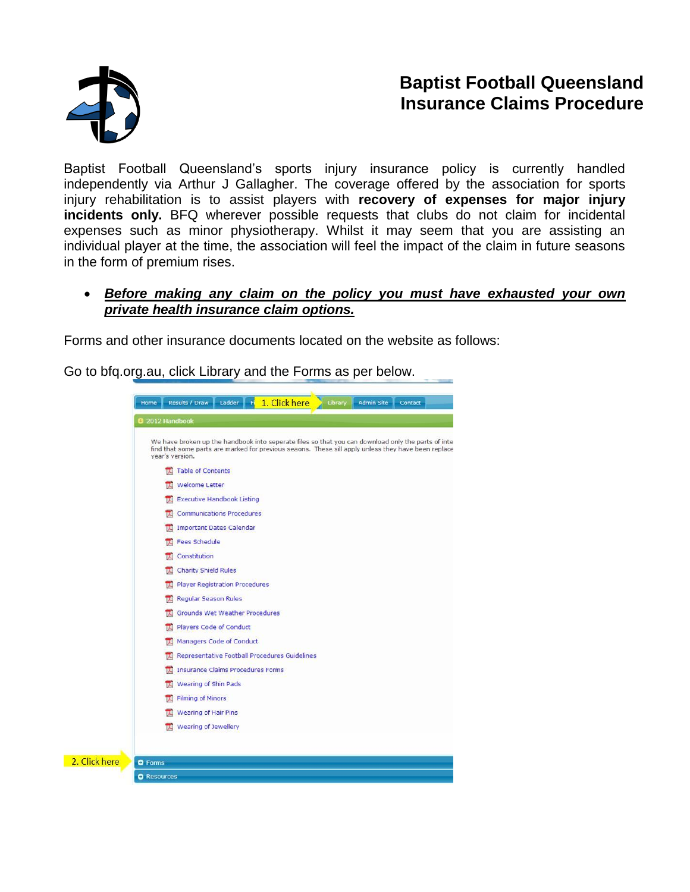# Baptist Football Queensland Insurance Claims Procedure

Baptist Football Queensland's sports injury insurance policy is currently handled independently via Arthur J Gallagher. The coverage offered by the association for sports injury rehabilitation is to assist players with **recovery of expenses for major injury incidents only.** BFQ wherever possible requests that clubs do not claim for incidental expenses such as minor physiotherapy. Whilst it may seem that you are assisting an individual player at the time, the association will feel the impact of the claim in future seasons in the form of premium rises.

- ***Before making any claim on the policy you must have exhausted your own private health insurance claim options.***

Forms and other insurance documents located on the website as follows:

Go to bfq.org.au, click Library and the Forms as per below.

Home | Results / Draw | Ladder | F 1. Click here | Library | Admin Site | Contact

2012 Handbook

We have broken up the handbook into seperate files so that you can download only the parts of inte find that some parts are marked for previous seaons. These sill apply unless they have been replace year's version.

- Table of Contents
- Welcome Letter
- Executive Handbook Listing
- Communications Procedures
- Important Dates Calendar
- Fees Schedule
- Constitution
- Charity Shield Rules
- Player Registration Procedures
- Regular Season Rules
- Grounds Wet Weather Procedures
- Players Code of Conduct
- Managers Code of Conduct
- Representative Football Procedures Guidelines
- Insurance Claims Procedures Forms
- Wearing of Shin Pads
- Filming of Minors
- Wearing of Hair Pins
- Wearing of Jewellery

2. Click here — Forms

Resources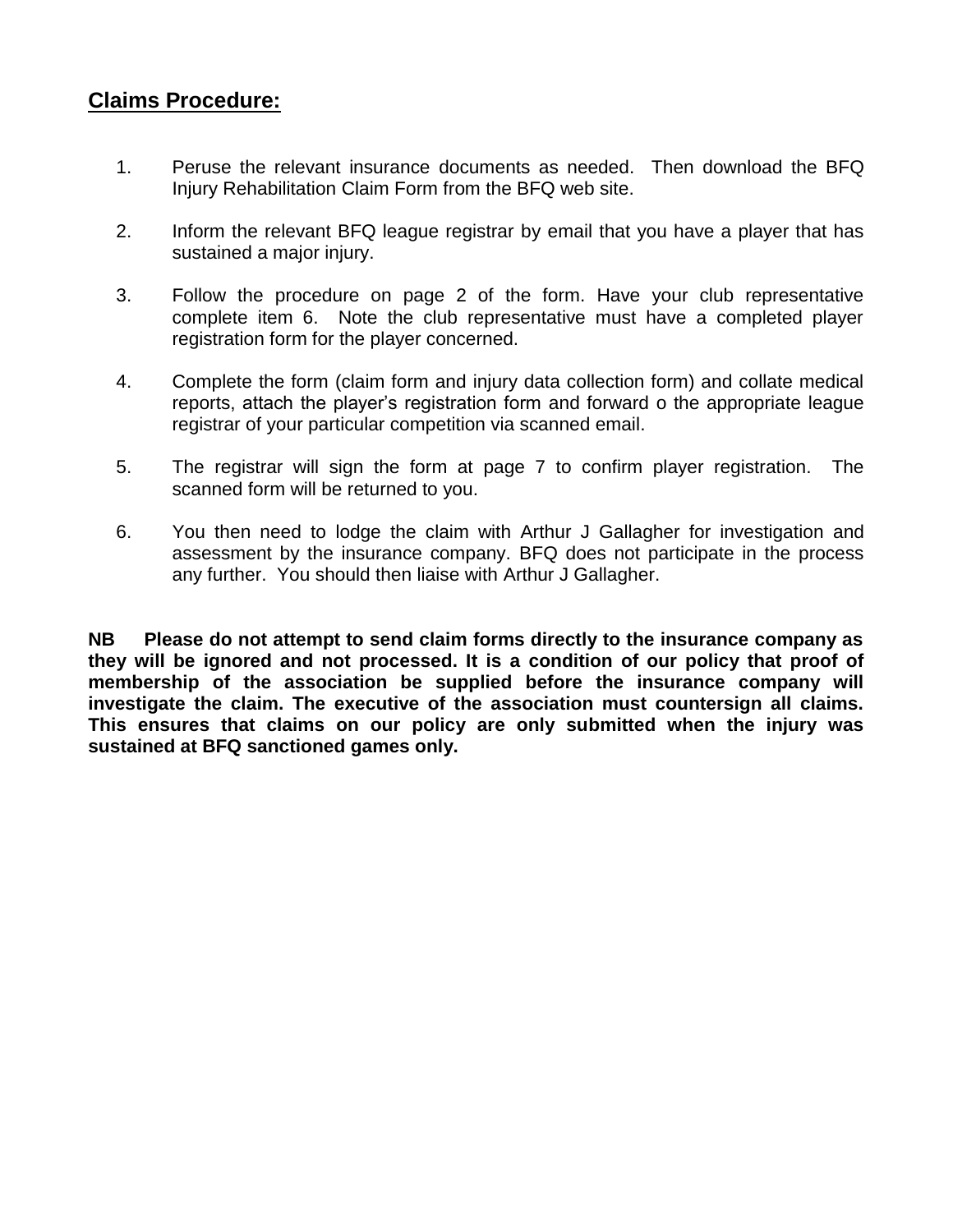## **Claims Procedure:**

1. Peruse the relevant insurance documents as needed. Then download the BFQ Injury Rehabilitation Claim Form from the BFQ web site.
2. Inform the relevant BFQ league registrar by email that you have a player that has sustained a major injury.
3. Follow the procedure on page 2 of the form. Have your club representative complete item 6. Note the club representative must have a completed player registration form for the player concerned.
4. Complete the form (claim form and injury data collection form) and collate medical reports, attach the player's registration form and forward o the appropriate league registrar of your particular competition via scanned email.
5. The registrar will sign the form at page 7 to confirm player registration. The scanned form will be returned to you.
6. You then need to lodge the claim with Arthur J Gallagher for investigation and assessment by the insurance company. BFQ does not participate in the process any further. You should then liaise with Arthur J Gallagher.

**NB Please do not attempt to send claim forms directly to the insurance company as they will be ignored and not processed. It is a condition of our policy that proof of membership of the association be supplied before the insurance company will investigate the claim. The executive of the association must countersign all claims. This ensures that claims on our policy are only submitted when the injury was sustained at BFQ sanctioned games only.**